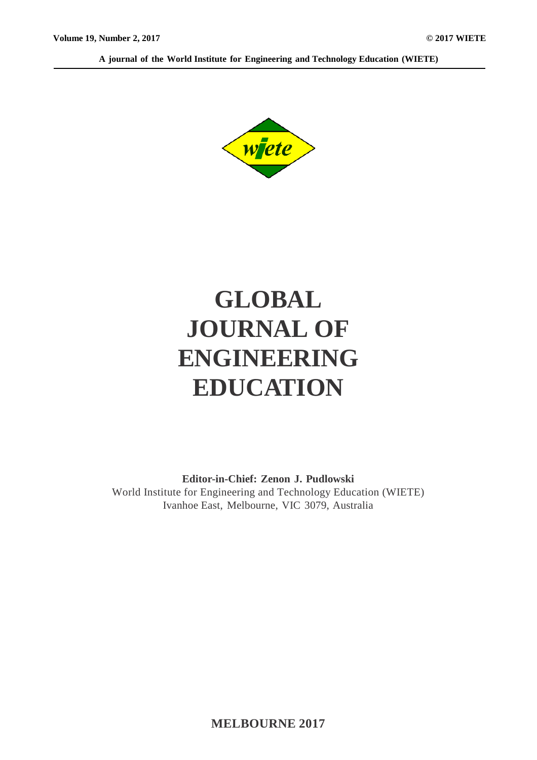Volume 19, Number 2, 2017

© 2017 WIETE

A journal of the World Institute for Engineering and Technology Education (WIETE)

# GLOBAL JOURNAL OF ENGINEERING EDUCATION

**Editor-in-Chief: Zenon J. Pudlowski**

World Institute for Engineering and Technology Education (WIETE)
Ivanhoe East, Melbourne, VIC 3079, Australia

**MELBOURNE 2017**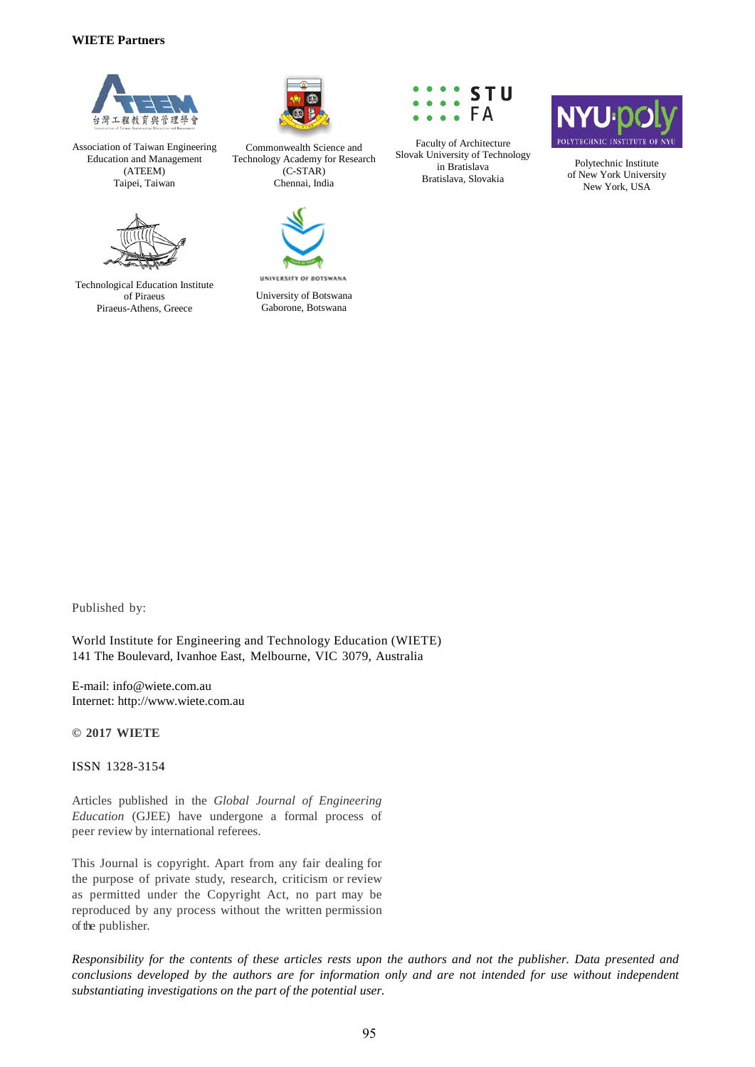**WIETE Partners**

Association of Taiwan Engineering Education and Management (ATEEM)
Taipei, Taiwan

Commonwealth Science and Technology Academy for Research (C-STAR)
Chennai, India

Faculty of Architecture
Slovak University of Technology in Bratislava
Bratislava, Slovakia

Polytechnic Institute of New York University
New York, USA

Technological Education Institute of Piraeus
Piraeus-Athens, Greece

University of Botswana
Gaborone, Botswana

Published by:

World Institute for Engineering and Technology Education (WIETE)
141 The Boulevard, Ivanhoe East, Melbourne, VIC 3079, Australia

E-mail: info@wiete.com.au
Internet: http://www.wiete.com.au

**© 2017 WIETE**

ISSN 1328-3154

Articles published in the *Global Journal of Engineering Education* (GJEE) have undergone a formal process of peer review by international referees.

This Journal is copyright. Apart from any fair dealing for the purpose of private study, research, criticism or review as permitted under the Copyright Act, no part may be reproduced by any process without the written permission of the publisher.

*Responsibility for the contents of these articles rests upon the authors and not the publisher. Data presented and conclusions developed by the authors are for information only and are not intended for use without independent substantiating investigations on the part of the potential user.*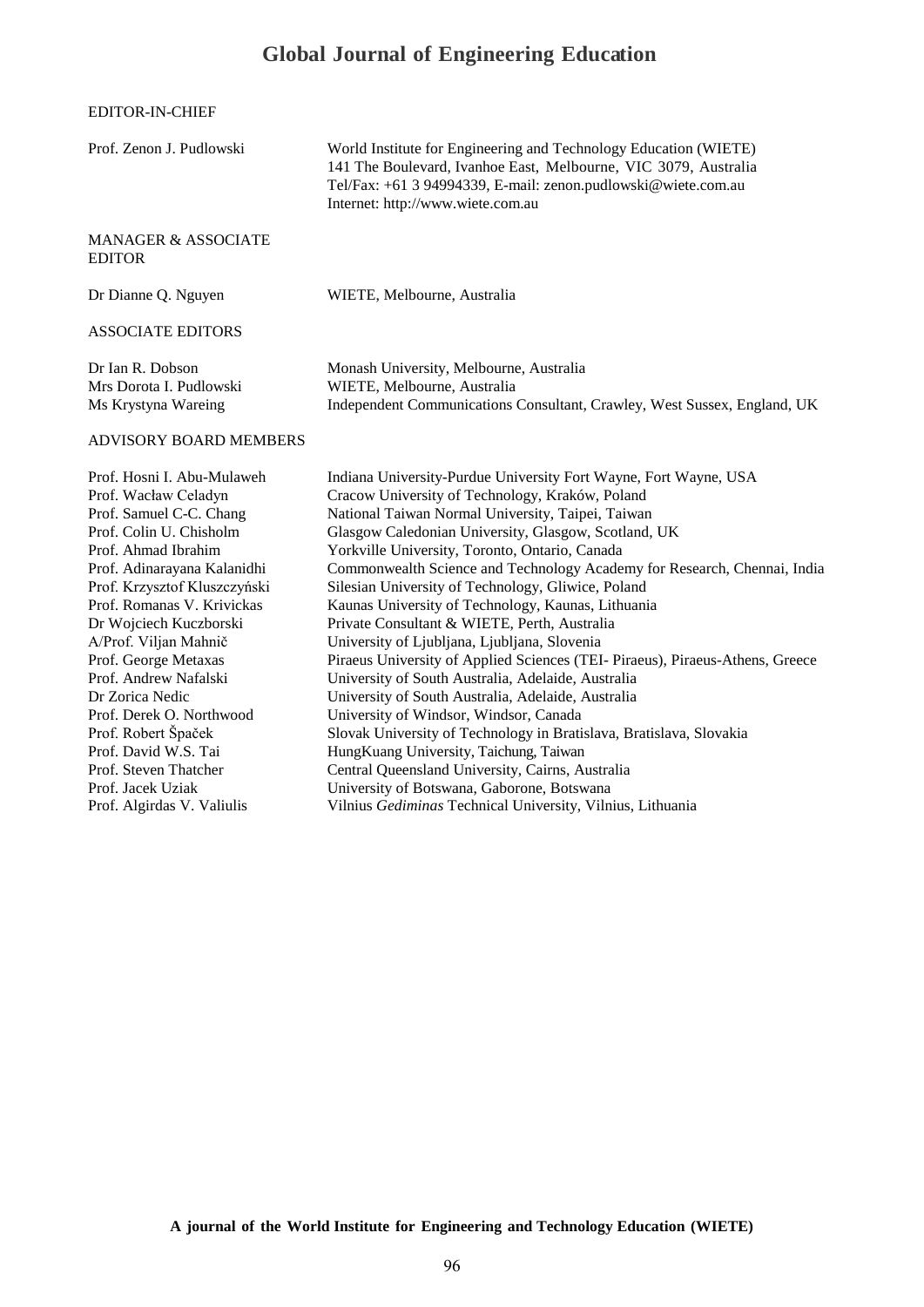# Global Journal of Engineering Education

EDITOR-IN-CHIEF

| | |
|---|---|
| Prof. Zenon J. Pudlowski | World Institute for Engineering and Technology Education (WIETE)<br>141 The Boulevard, Ivanhoe East, Melbourne, VIC 3079, Australia<br>Tel/Fax: +61 3 94994339, E-mail: zenon.pudlowski@wiete.com.au<br>Internet: http://www.wiete.com.au |

MANAGER & ASSOCIATE EDITOR

| | |
|---|---|
| Dr Dianne Q. Nguyen | WIETE, Melbourne, Australia |

ASSOCIATE EDITORS

| | |
|---|---|
| Dr Ian R. Dobson | Monash University, Melbourne, Australia |
| Mrs Dorota I. Pudlowski | WIETE, Melbourne, Australia |
| Ms Krystyna Wareing | Independent Communications Consultant, Crawley, West Sussex, England, UK |

ADVISORY BOARD MEMBERS

| | |
|---|---|
| Prof. Hosni I. Abu-Mulaweh | Indiana University-Purdue University Fort Wayne, Fort Wayne, USA |
| Prof. Wacław Celadyn | Cracow University of Technology, Kraków, Poland |
| Prof. Samuel C-C. Chang | National Taiwan Normal University, Taipei, Taiwan |
| Prof. Colin U. Chisholm | Glasgow Caledonian University, Glasgow, Scotland, UK |
| Prof. Ahmad Ibrahim | Yorkville University, Toronto, Ontario, Canada |
| Prof. Adinarayana Kalanidhi | Commonwealth Science and Technology Academy for Research, Chennai, India |
| Prof. Krzysztof Kluszczyński | Silesian University of Technology, Gliwice, Poland |
| Prof. Romanas V. Krivickas | Kaunas University of Technology, Kaunas, Lithuania |
| Dr Wojciech Kuczborski | Private Consultant & WIETE, Perth, Australia |
| A/Prof. Viljan Mahnič | University of Ljubljana, Ljubljana, Slovenia |
| Prof. George Metaxas | Piraeus University of Applied Sciences (TEI- Piraeus), Piraeus-Athens, Greece |
| Prof. Andrew Nafalski | University of South Australia, Adelaide, Australia |
| Dr Zorica Nedic | University of South Australia, Adelaide, Australia |
| Prof. Derek O. Northwood | University of Windsor, Windsor, Canada |
| Prof. Robert Špaček | Slovak University of Technology in Bratislava, Bratislava, Slovakia |
| Prof. David W.S. Tai | HungKuang University, Taichung, Taiwan |
| Prof. Steven Thatcher | Central Queensland University, Cairns, Australia |
| Prof. Jacek Uziak | University of Botswana, Gaborone, Botswana |
| Prof. Algirdas V. Valiulis | Vilnius *Gediminas* Technical University, Vilnius, Lithuania |

**A journal of the World Institute for Engineering and Technology Education (WIETE)**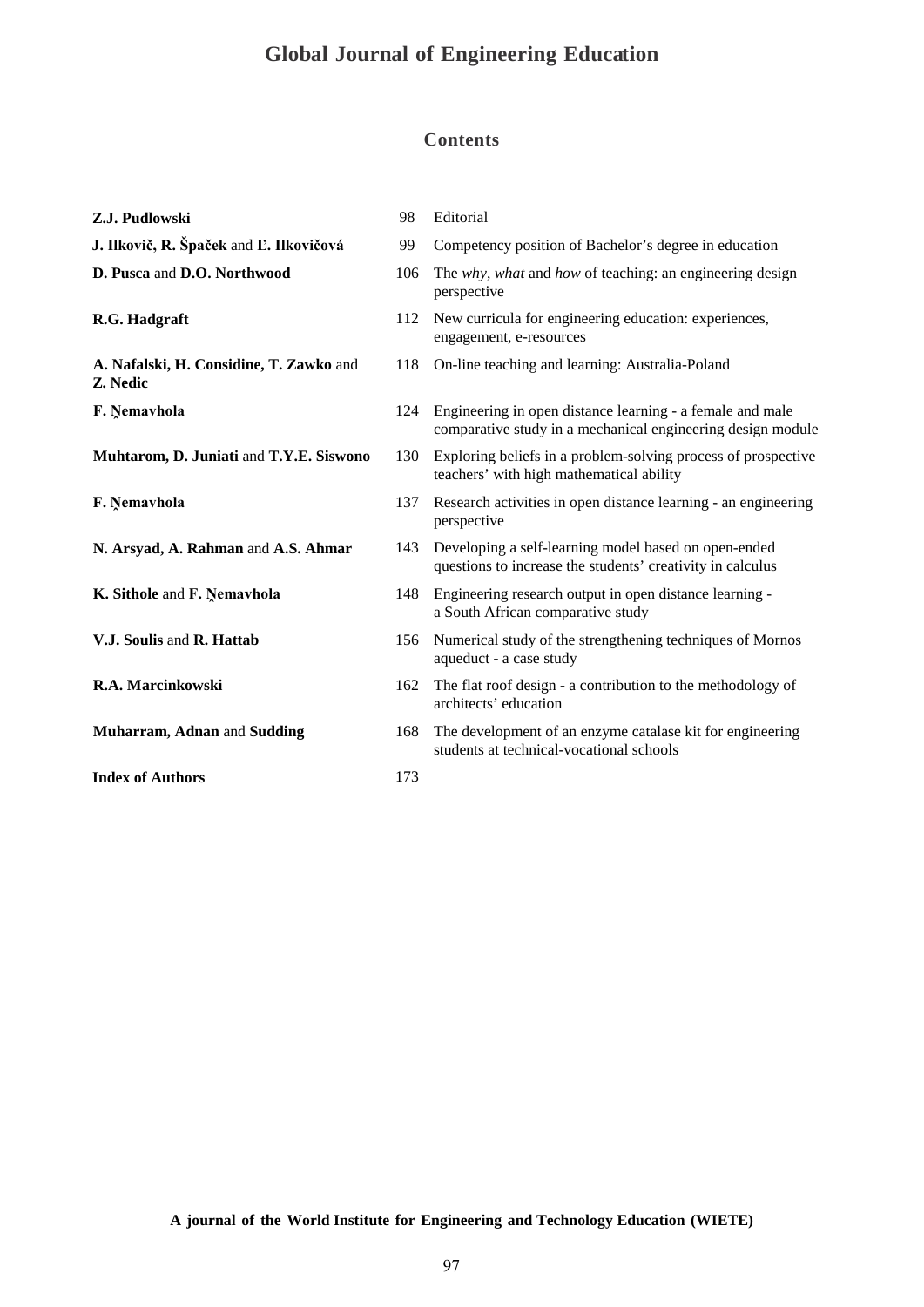# Global Journal of Engineering Education

## Contents

| | | |
|---|---|---|
| **Z.J. Pudlowski** | 98 | Editorial |
| **J. Ilkovič, R. Špaček** and **Ľ. Ilkovičová** | 99 | Competency position of Bachelor's degree in education |
| **D. Pusca** and **D.O. Northwood** | 106 | The *why*, *what* and *how* of teaching: an engineering design perspective |
| **R.G. Hadgraft** | 112 | New curricula for engineering education: experiences, engagement, e-resources |
| **A. Nafalski, H. Considine, T. Zawko** and **Z. Nedic** | 118 | On-line teaching and learning: Australia-Poland |
| **F. Ṋemavhola** | 124 | Engineering in open distance learning - a female and male comparative study in a mechanical engineering design module |
| **Muhtarom, D. Juniati** and **T.Y.E. Siswono** | 130 | Exploring beliefs in a problem-solving process of prospective teachers' with high mathematical ability |
| **F. Ṋemavhola** | 137 | Research activities in open distance learning - an engineering perspective |
| **N. Arsyad, A. Rahman** and **A.S. Ahmar** | 143 | Developing a self-learning model based on open-ended questions to increase the students' creativity in calculus |
| **K. Sithole** and **F. Ṋemavhola** | 148 | Engineering research output in open distance learning - a South African comparative study |
| **V.J. Soulis** and **R. Hattab** | 156 | Numerical study of the strengthening techniques of Mornos aqueduct - a case study |
| **R.A. Marcinkowski** | 162 | The flat roof design - a contribution to the methodology of architects' education |
| **Muharram, Adnan** and **Sudding** | 168 | The development of an enzyme catalase kit for engineering students at technical-vocational schools |
| **Index of Authors** | 173 | |

**A journal of the World Institute for Engineering and Technology Education (WIETE)**